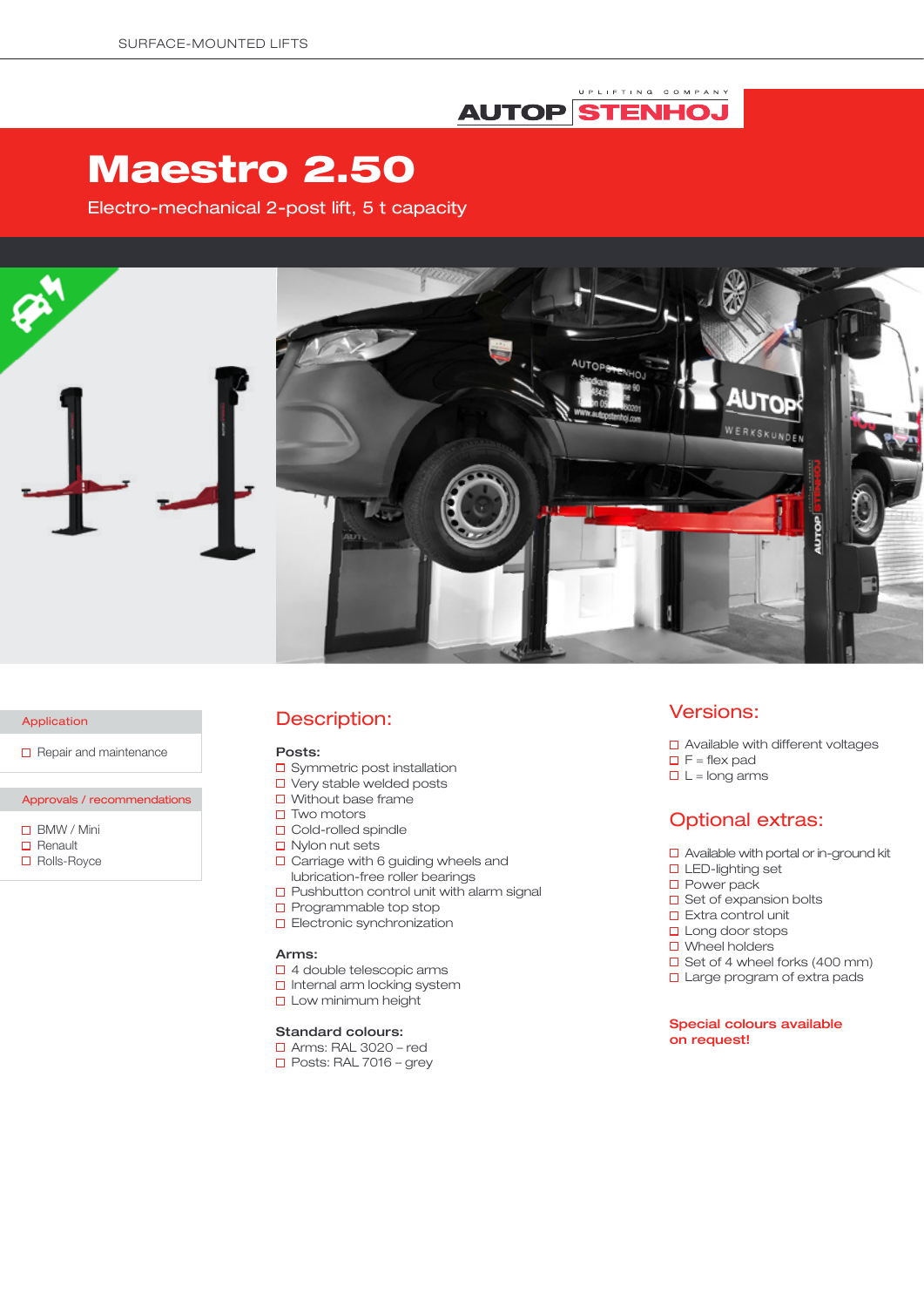SURFACE-MOUNTED LIFTS

AUTOP STENHOJ — UPLIFTING COMPANY

# Maestro 2.50

Electro-mechanical 2-post lift, 5 t capacity

### Application

- Repair and maintenance

### Approvals / recommendations

- BMW / Mini
- Renault
- Rolls-Royce

## Description:

**Posts:**

- Symmetric post installation
- Very stable welded posts
- Without base frame
- Two motors
- Cold-rolled spindle
- Nylon nut sets
- Carriage with 6 guiding wheels and lubrication-free roller bearings
- Pushbutton control unit with alarm signal
- Programmable top stop
- Electronic synchronization

**Arms:**

- 4 double telescopic arms
- Internal arm locking system
- Low minimum height

**Standard colours:**

- Arms: RAL 3020 – red
- Posts: RAL 7016 – grey

## Versions:

- Available with different voltages
- F = flex pad
- L = long arms

## Optional extras:

- Available with portal or in-ground kit
- LED-lighting set
- Power pack
- Set of expansion bolts
- Extra control unit
- Long door stops
- Wheel holders
- Set of 4 wheel forks (400 mm)
- Large program of extra pads

**Special colours available on request!**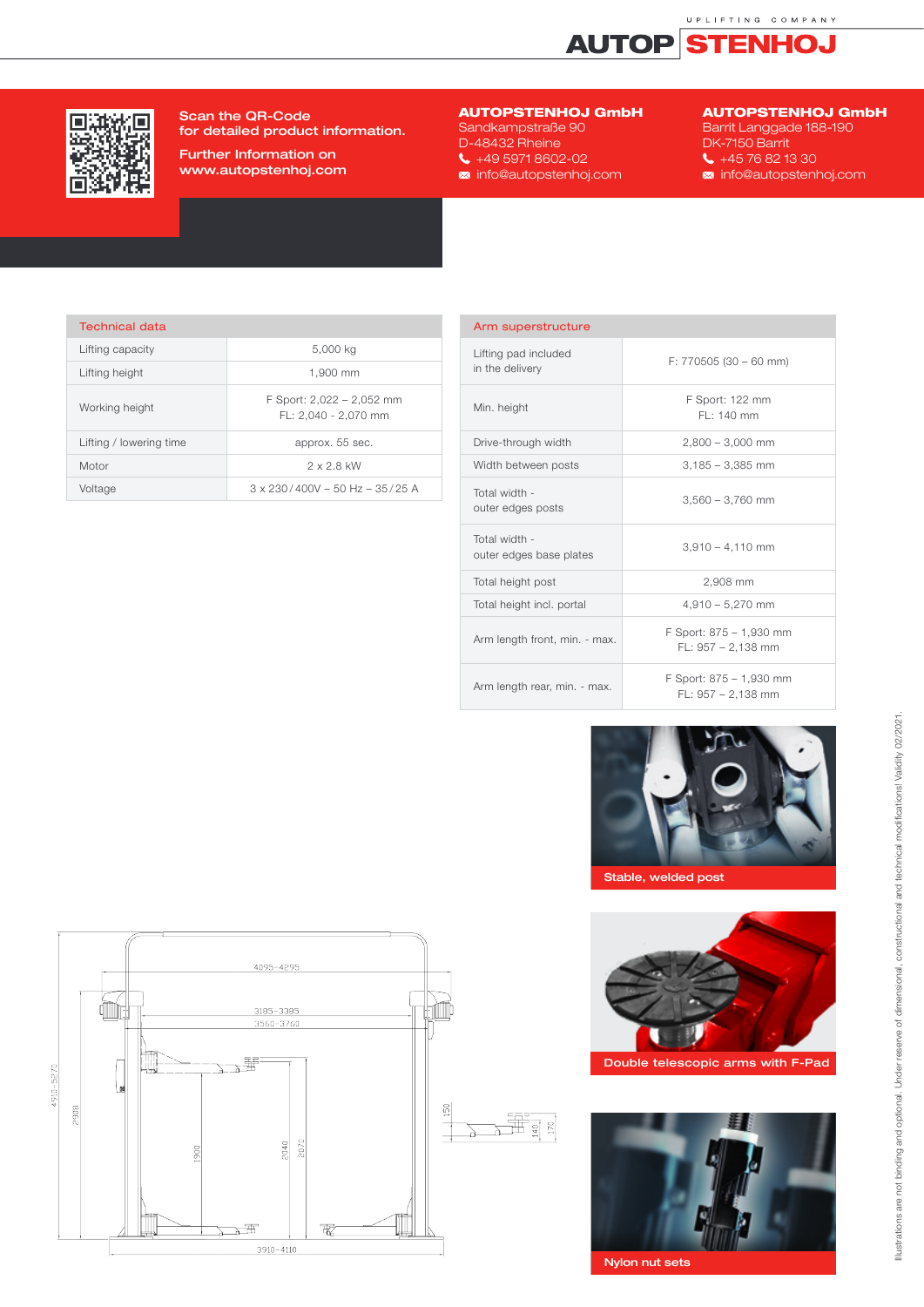Scan the QR-Code for detailed product information.

Further Information on www.autopstenhoj.com

**AUTOPSTENHOJ GmbH**
Sandkampstraße 90
D-48432 Rheine
+49 5971 8602-02
info@autopstenhoj.com

**AUTOPSTENHOJ GmbH**
Barrit Langgade 188-190
DK-7150 Barrit
+45 76 82 13 30
info@autopstenhoj.com

| Technical data | |
|---|---|
| Lifting capacity | 5,000 kg |
| Lifting height | 1,900 mm |
| Working height | F Sport: 2,022 – 2,052 mm<br>FL: 2,040 - 2,070 mm |
| Lifting / lowering time | approx. 55 sec. |
| Motor | 2 x 2.8 kW |
| Voltage | 3 x 230/400V – 50 Hz – 35/25 A |

| Arm superstructure | |
|---|---|
| Lifting pad included in the delivery | F: 770505 (30 – 60 mm) |
| Min. height | F Sport: 122 mm<br>FL: 140 mm |
| Drive-through width | 2,800 – 3,000 mm |
| Width between posts | 3,185 – 3,385 mm |
| Total width - outer edges posts | 3,560 – 3,760 mm |
| Total width - outer edges base plates | 3,910 – 4,110 mm |
| Total height post | 2,908 mm |
| Total height incl. portal | 4,910 – 5,270 mm |
| Arm length front, min. - max. | F Sport: 875 – 1,930 mm<br>FL: 957 – 2,138 mm |
| Arm length rear, min. - max. | F Sport: 875 – 1,930 mm<br>FL: 957 – 2,138 mm |

Stable, welded post

Double telescopic arms with F-Pad

Nylon nut sets

4095–4295
3185–3385
3560–3760
4910–5270
2908
1900
2040
2070
3910–4110
150
140
170

Illustrations are not binding and optional. Under reserve of dimensional, constructional and technical modifications! Validity 02/2021.